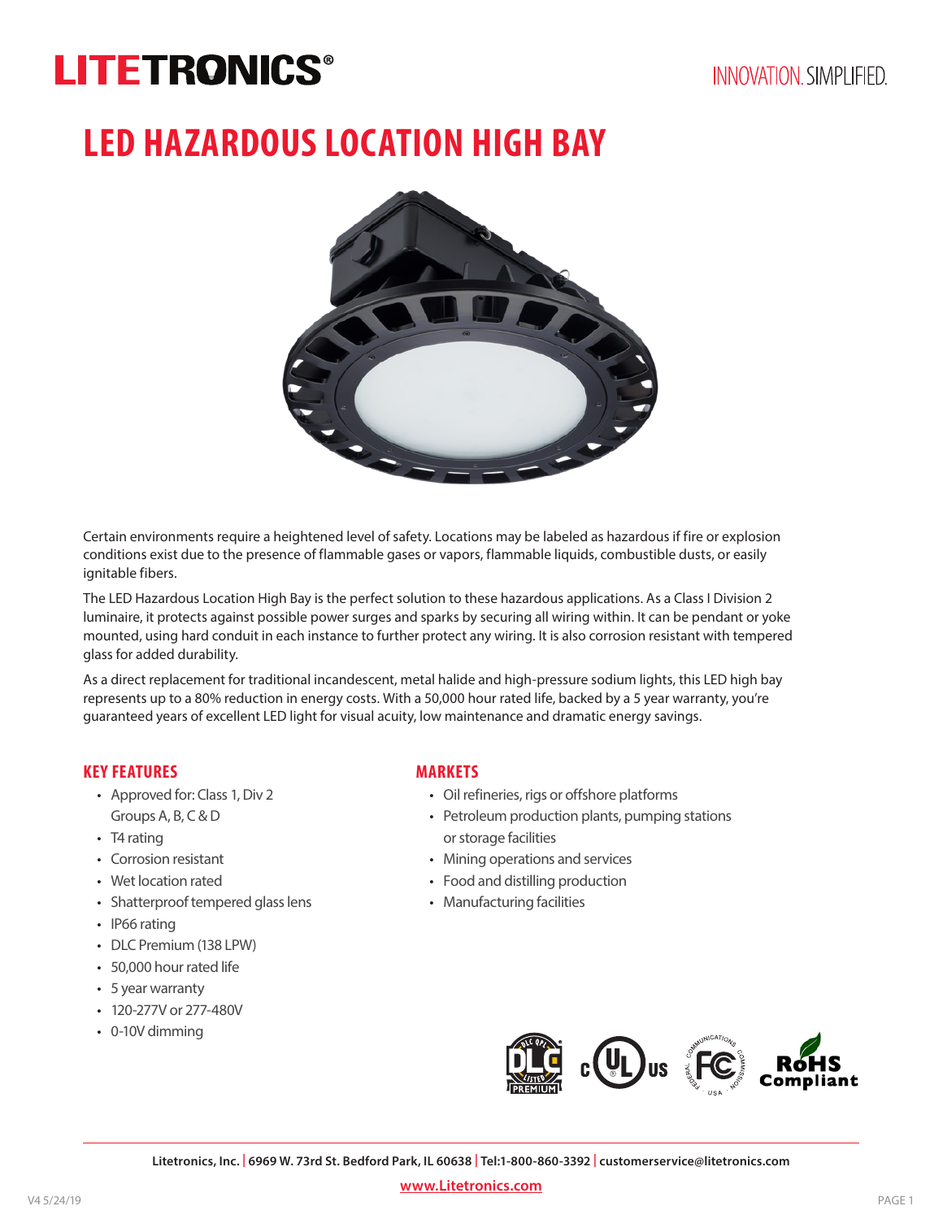# LITETRONICS®

INNOVATION. SIMPLIFIED.

# LED HAZARDOUS LOCATION HIGH BAY

Certain environments require a heightened level of safety. Locations may be labeled as hazardous if fire or explosion conditions exist due to the presence of flammable gases or vapors, flammable liquids, combustible dusts, or easily ignitable fibers.

The LED Hazardous Location High Bay is the perfect solution to these hazardous applications. As a Class I Division 2 luminaire, it protects against possible power surges and sparks by securing all wiring within. It can be pendant or yoke mounted, using hard conduit in each instance to further protect any wiring. It is also corrosion resistant with tempered glass for added durability.

As a direct replacement for traditional incandescent, metal halide and high-pressure sodium lights, this LED high bay represents up to a 80% reduction in energy costs. With a 50,000 hour rated life, backed by a 5 year warranty, you're guaranteed years of excellent LED light for visual acuity, low maintenance and dramatic energy savings.

## KEY FEATURES

- Approved for: Class 1, Div 2 Groups A, B, C & D
- T4 rating
- Corrosion resistant
- Wet location rated
- Shatterproof tempered glass lens
- IP66 rating
- DLC Premium (138 LPW)
- 50,000 hour rated life
- 5 year warranty
- 120-277V or 277-480V
- 0-10V dimming

## MARKETS

- Oil refineries, rigs or offshore platforms
- Petroleum production plants, pumping stations or storage facilities
- Mining operations and services
- Food and distilling production
- Manufacturing facilities

DLC QPL Listed Premium | c UL us | FCC | RoHS Compliant

**Litetronics, Inc.** | **6969 W. 73rd St. Bedford Park, IL 60638** | **Tel:1-800-860-3392** | **customerservice@litetronics.com**

**www.Litetronics.com**

V4 5/24/19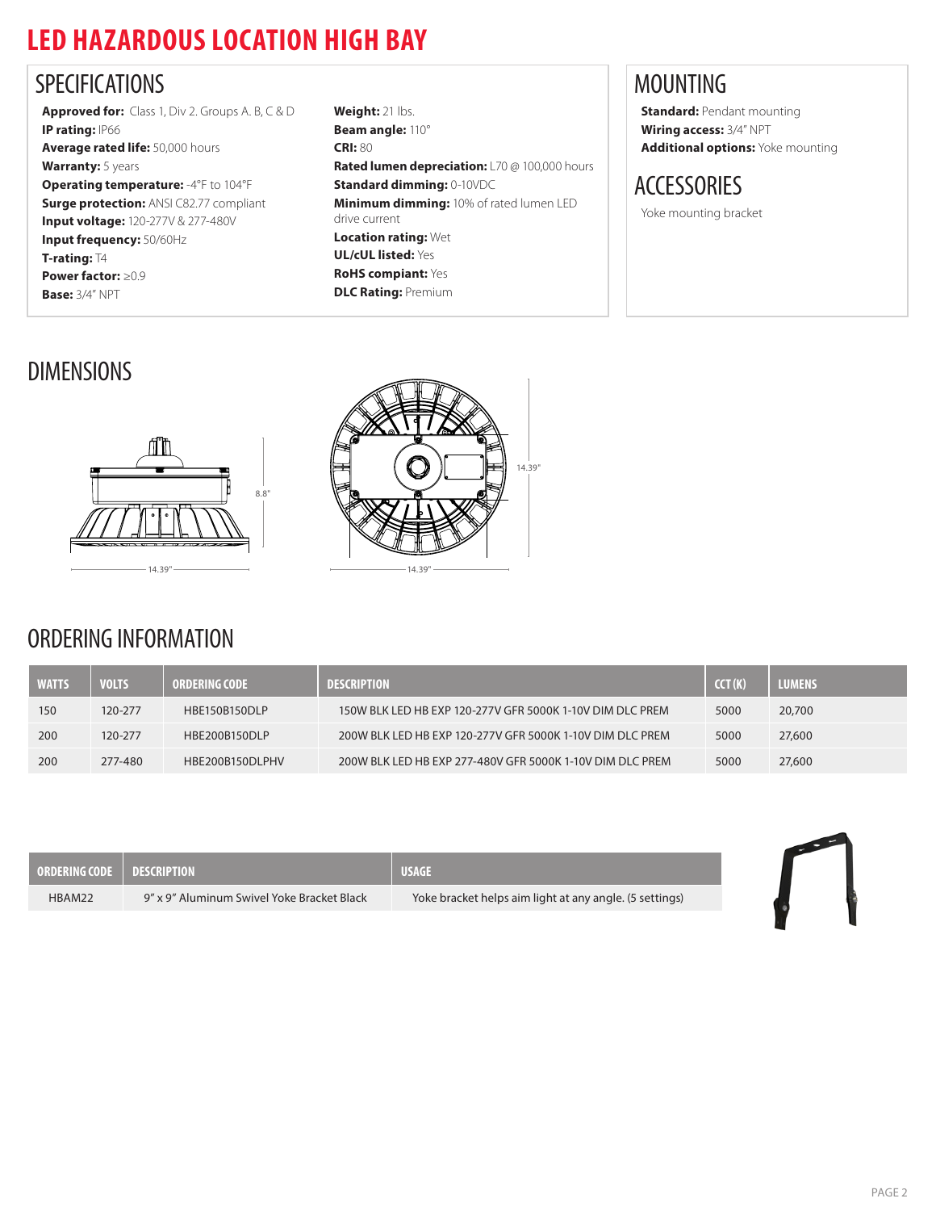# LED HAZARDOUS LOCATION HIGH BAY

## SPECIFICATIONS

**Approved for:** Class 1, Div 2. Groups A. B, C & D
**IP rating:** IP66
**Average rated life:** 50,000 hours
**Warranty:** 5 years
**Operating temperature:** -4°F to 104°F
**Surge protection:** ANSI C82.77 compliant
**Input voltage:** 120-277V & 277-480V
**Input frequency:** 50/60Hz
**T-rating:** T4
**Power factor:** ≥0.9
**Base:** 3/4" NPT

**Weight:** 21 lbs.
**Beam angle:** 110°
**CRI:** 80
**Rated lumen depreciation:** L70 @ 100,000 hours
**Standard dimming:** 0-10VDC
**Minimum dimming:** 10% of rated lumen LED drive current
**Location rating:** Wet
**UL/cUL listed:** Yes
**RoHS compiant:** Yes
**DLC Rating:** Premium

## MOUNTING

**Standard:** Pendant mounting
**Wiring access:** 3/4" NPT
**Additional options:** Yoke mounting

## ACCESSORIES

Yoke mounting bracket

## DIMENSIONS

8.8"
14.39"
14.39"
14.39"

## ORDERING INFORMATION

| WATTS | VOLTS | ORDERING CODE | DESCRIPTION | CCT (K) | LUMENS |
|---|---|---|---|---|---|
| 150 | 120-277 | HBE150B150DLP | 150W BLK LED HB EXP 120-277V GFR 5000K 1-10V DIM DLC PREM | 5000 | 20,700 |
| 200 | 120-277 | HBE200B150DLP | 200W BLK LED HB EXP 120-277V GFR 5000K 1-10V DIM DLC PREM | 5000 | 27,600 |
| 200 | 277-480 | HBE200B150DLPHV | 200W BLK LED HB EXP 277-480V GFR 5000K 1-10V DIM DLC PREM | 5000 | 27,600 |

| ORDERING CODE | DESCRIPTION | USAGE |
|---|---|---|
| HBAM22 | 9" x 9" Aluminum Swivel Yoke Bracket Black | Yoke bracket helps aim light at any angle. (5 settings) |